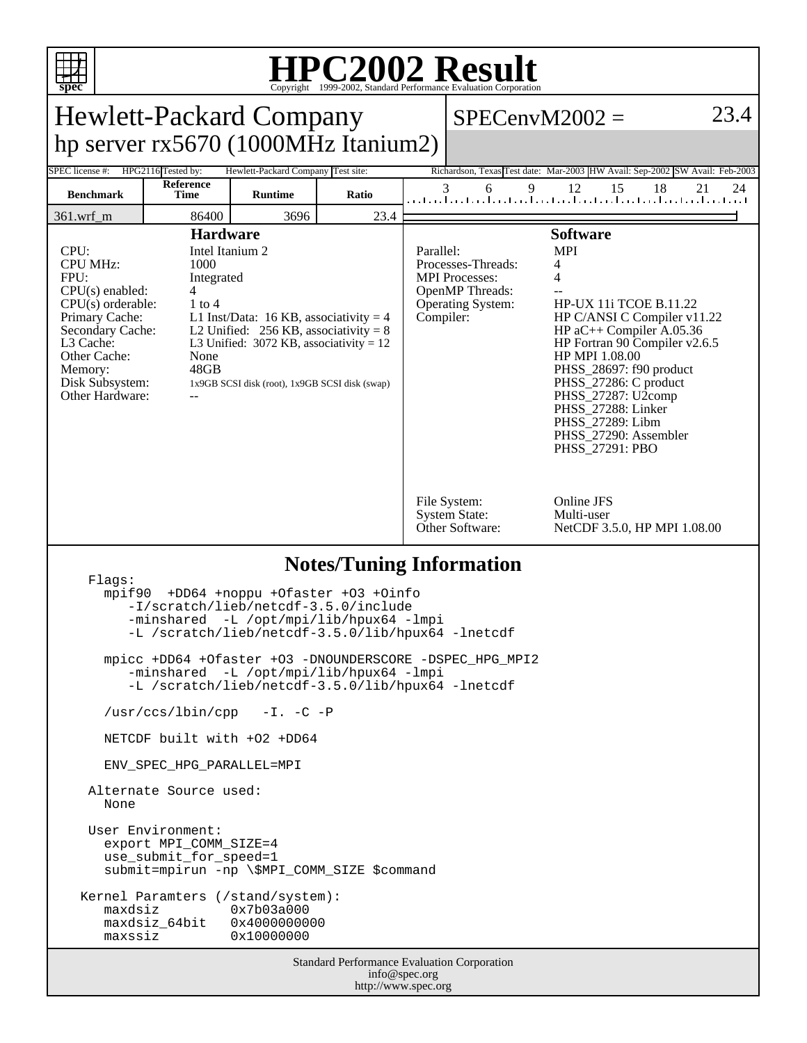# HPC2002 Result

Copyright 1999-2002, Standard Performance Evaluation Corporation

## Hewlett-Packard Company
## hp server rx5670 (1000MHz Itanium2)

**SPECenvM2002 = 23.4**

SPEC license #: HPG2116 | Tested by: Hewlett-Packard Company | Test site: Richardson, Texas | Test date: Mar-2003 | HW Avail: Sep-2002 | SW Avail: Feb-2003

| Benchmark | Reference Time | Runtime | Ratio |
|---|---|---|---|
| 361.wrf_m | 86400 | 3696 | 23.4 |

### Hardware

| | |
|---|---|
| CPU: | Intel Itanium 2 |
| CPU MHz: | 1000 |
| FPU: | Integrated |
| CPU(s) enabled: | 4 |
| CPU(s) orderable: | 1 to 4 |
| Primary Cache: | L1 Inst/Data: 16 KB, associativity = 4 |
| Secondary Cache: | L2 Unified: 256 KB, associativity = 8 |
| L3 Cache: | L3 Unified: 3072 KB, associativity = 12 |
| Other Cache: | None |
| Memory: | 48GB |
| Disk Subsystem: | 1x9GB SCSI disk (root), 1x9GB SCSI disk (swap) |
| Other Hardware: | -- |

### Software

| | |
|---|---|
| Parallel: | MPI |
| Processes-Threads: | 4 |
| MPI Processes: | 4 |
| OpenMP Threads: | -- |
| Operating System: | HP-UX 11i TCOE B.11.22 |
| Compiler: | HP C/ANSI C Compiler v11.22<br>HP aC++ Compiler A.05.36<br>HP Fortran 90 Compiler v2.6.5<br>HP MPI 1.08.00<br>PHSS_28697: f90 product<br>PHSS_27286: C product<br>PHSS_27287: U2comp<br>PHSS_27288: Linker<br>PHSS_27289: Libm<br>PHSS_27290: Assembler<br>PHSS_27291: PBO |
| File System: | Online JFS |
| System State: | Multi-user |
| Other Software: | NetCDF 3.5.0, HP MPI 1.08.00 |

### Notes/Tuning Information

```
 Flags:
   mpif90  +DD64 +noppu +Ofaster +O3 +Oinfo
      -I/scratch/lieb/netcdf-3.5.0/include
      -minshared  -L /opt/mpi/lib/hpux64 -lmpi
      -L /scratch/lieb/netcdf-3.5.0/lib/hpux64 -lnetcdf

   mpicc +DD64 +Ofaster +O3 -DNOUNDERSCORE -DSPEC_HPG_MPI2
      -minshared  -L /opt/mpi/lib/hpux64 -lmpi
      -L /scratch/lieb/netcdf-3.5.0/lib/hpux64 -lnetcdf

   /usr/ccs/lbin/cpp   -I. -C -P

   NETCDF built with +O2 +DD64

   ENV_SPEC_HPG_PARALLEL=MPI

 Alternate Source used:
   None

 User Environment:
   export MPI_COMM_SIZE=4
   use_submit_for_speed=1
   submit=mpirun -np \$MPI_COMM_SIZE $command

Kernel Paramters (/stand/system):
   maxdsiz          0x7b03a000
   maxdsiz_64bit    0x4000000000
   maxssiz          0x10000000
```

Standard Performance Evaluation Corporation
info@spec.org
http://www.spec.org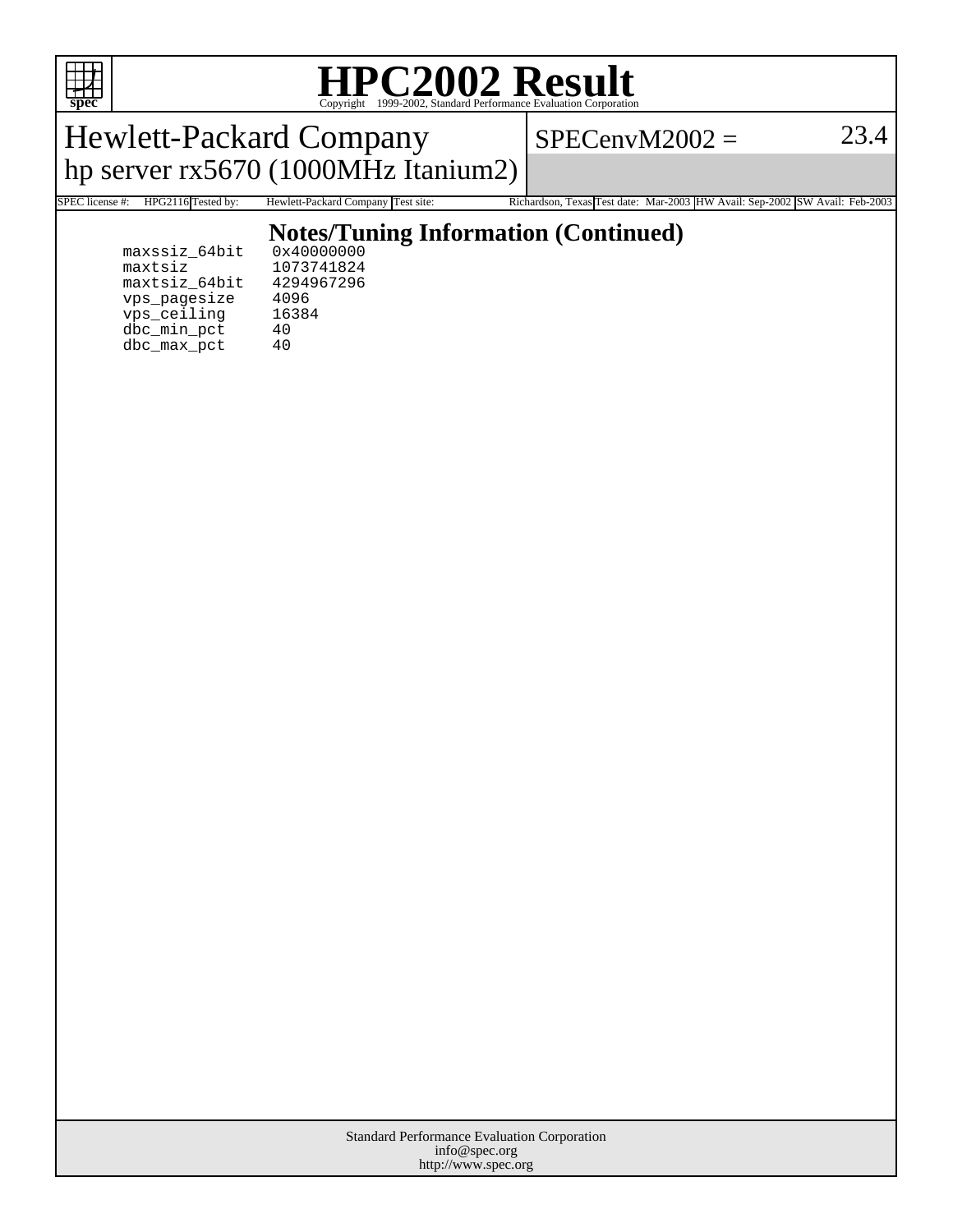# HPC2002 Result

Copyright 1999-2002, Standard Performance Evaluation Corporation

## Hewlett-Packard Company
## hp server rx5670 (1000MHz Itanium2)

SPECenvM2002 = 23.4

| SPEC license #: | HPG2116 | Tested by: | Hewlett-Packard Company | Test site: | Richardson, Texas | Test date: | Mar-2003 | HW Avail: | Sep-2002 | SW Avail: | Feb-2003 |
|---|---|---|---|---|---|---|---|---|---|---|---|

### Notes/Tuning Information (Continued)

```
maxssiz_64bit   0x40000000
maxtsiz         1073741824
maxtsiz_64bit   4294967296
vps_pagesize    4096
vps_ceiling     16384
dbc_min_pct     40
dbc_max_pct     40
```

Standard Performance Evaluation Corporation
info@spec.org
http://www.spec.org